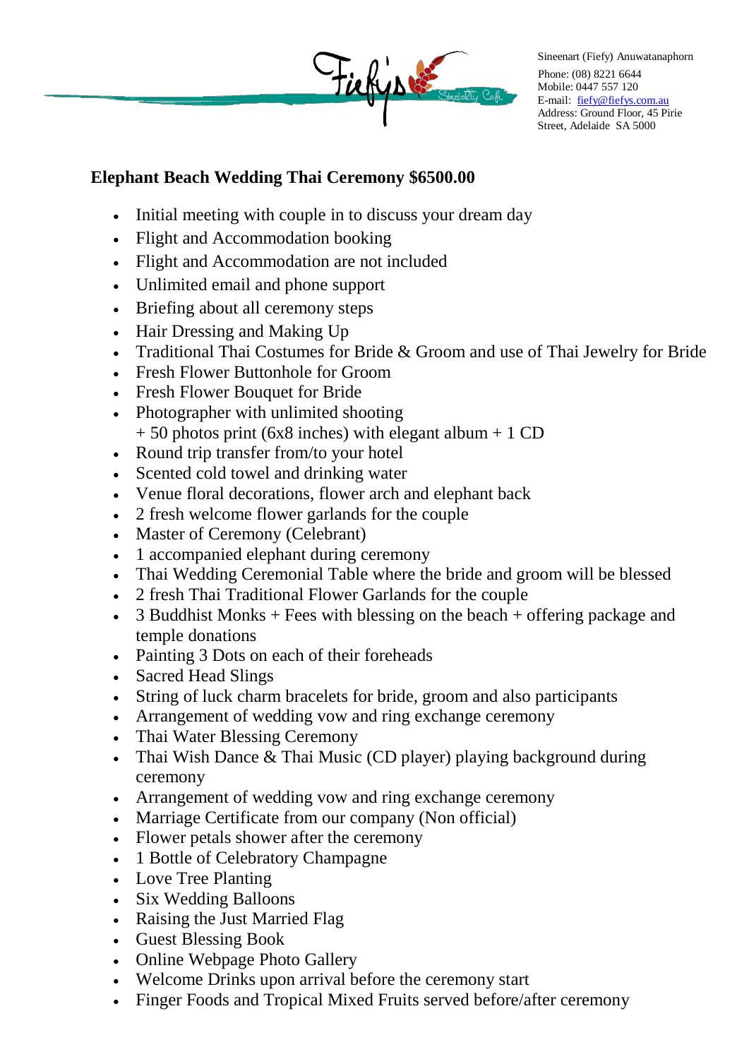Sineenart (Fiefy) Anuwatanaphorn
Phone: (08) 8221 6644
Mobile: 0447 557 120
E-mail: fiefy@fiefys.com.au
Address: Ground Floor, 45 Pirie Street, Adelaide SA 5000

## Elephant Beach Wedding Thai Ceremony $6500.00

- Initial meeting with couple in to discuss your dream day
- Flight and Accommodation booking
- Flight and Accommodation are not included
- Unlimited email and phone support
- Briefing about all ceremony steps
- Hair Dressing and Making Up
- Traditional Thai Costumes for Bride & Groom and use of Thai Jewelry for Bride
- Fresh Flower Buttonhole for Groom
- Fresh Flower Bouquet for Bride
- Photographer with unlimited shooting
  + 50 photos print (6x8 inches) with elegant album + 1 CD
- Round trip transfer from/to your hotel
- Scented cold towel and drinking water
- Venue floral decorations, flower arch and elephant back
- 2 fresh welcome flower garlands for the couple
- Master of Ceremony (Celebrant)
- 1 accompanied elephant during ceremony
- Thai Wedding Ceremonial Table where the bride and groom will be blessed
- 2 fresh Thai Traditional Flower Garlands for the couple
- 3 Buddhist Monks + Fees with blessing on the beach + offering package and temple donations
- Painting 3 Dots on each of their foreheads
- Sacred Head Slings
- String of luck charm bracelets for bride, groom and also participants
- Arrangement of wedding vow and ring exchange ceremony
- Thai Water Blessing Ceremony
- Thai Wish Dance & Thai Music (CD player) playing background during ceremony
- Arrangement of wedding vow and ring exchange ceremony
- Marriage Certificate from our company (Non official)
- Flower petals shower after the ceremony
- 1 Bottle of Celebratory Champagne
- Love Tree Planting
- Six Wedding Balloons
- Raising the Just Married Flag
- Guest Blessing Book
- Online Webpage Photo Gallery
- Welcome Drinks upon arrival before the ceremony start
- Finger Foods and Tropical Mixed Fruits served before/after ceremony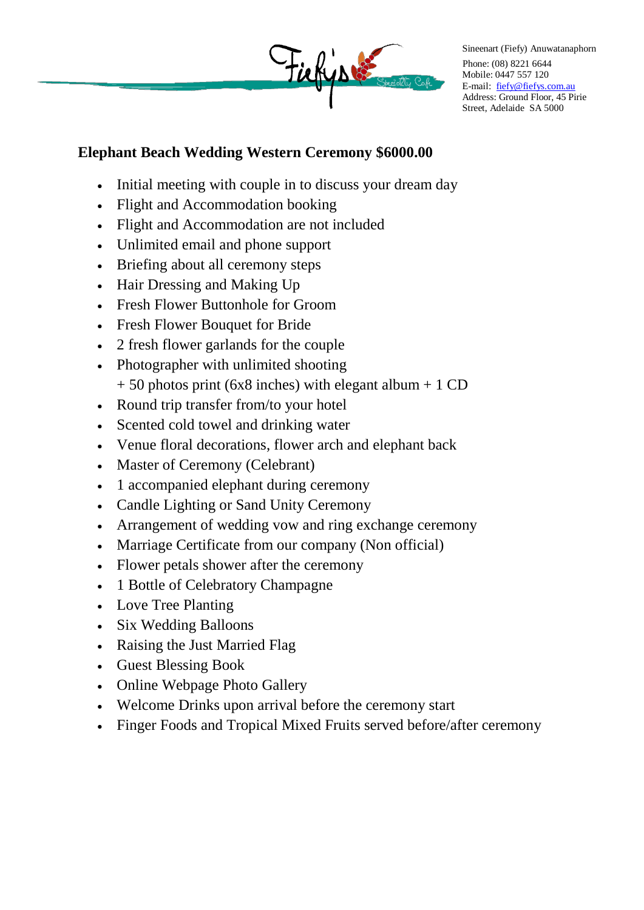Sineenart (Fiefy) Anuwatanaphorn
Phone: (08) 8221 6644
Mobile: 0447 557 120
E-mail: fiefy@fiefys.com.au
Address: Ground Floor, 45 Pirie Street, Adelaide SA 5000

## Elephant Beach Wedding Western Ceremony $6000.00

- Initial meeting with couple in to discuss your dream day
- Flight and Accommodation booking
- Flight and Accommodation are not included
- Unlimited email and phone support
- Briefing about all ceremony steps
- Hair Dressing and Making Up
- Fresh Flower Buttonhole for Groom
- Fresh Flower Bouquet for Bride
- 2 fresh flower garlands for the couple
- Photographer with unlimited shooting
  + 50 photos print (6x8 inches) with elegant album + 1 CD
- Round trip transfer from/to your hotel
- Scented cold towel and drinking water
- Venue floral decorations, flower arch and elephant back
- Master of Ceremony (Celebrant)
- 1 accompanied elephant during ceremony
- Candle Lighting or Sand Unity Ceremony
- Arrangement of wedding vow and ring exchange ceremony
- Marriage Certificate from our company (Non official)
- Flower petals shower after the ceremony
- 1 Bottle of Celebratory Champagne
- Love Tree Planting
- Six Wedding Balloons
- Raising the Just Married Flag
- Guest Blessing Book
- Online Webpage Photo Gallery
- Welcome Drinks upon arrival before the ceremony start
- Finger Foods and Tropical Mixed Fruits served before/after ceremony